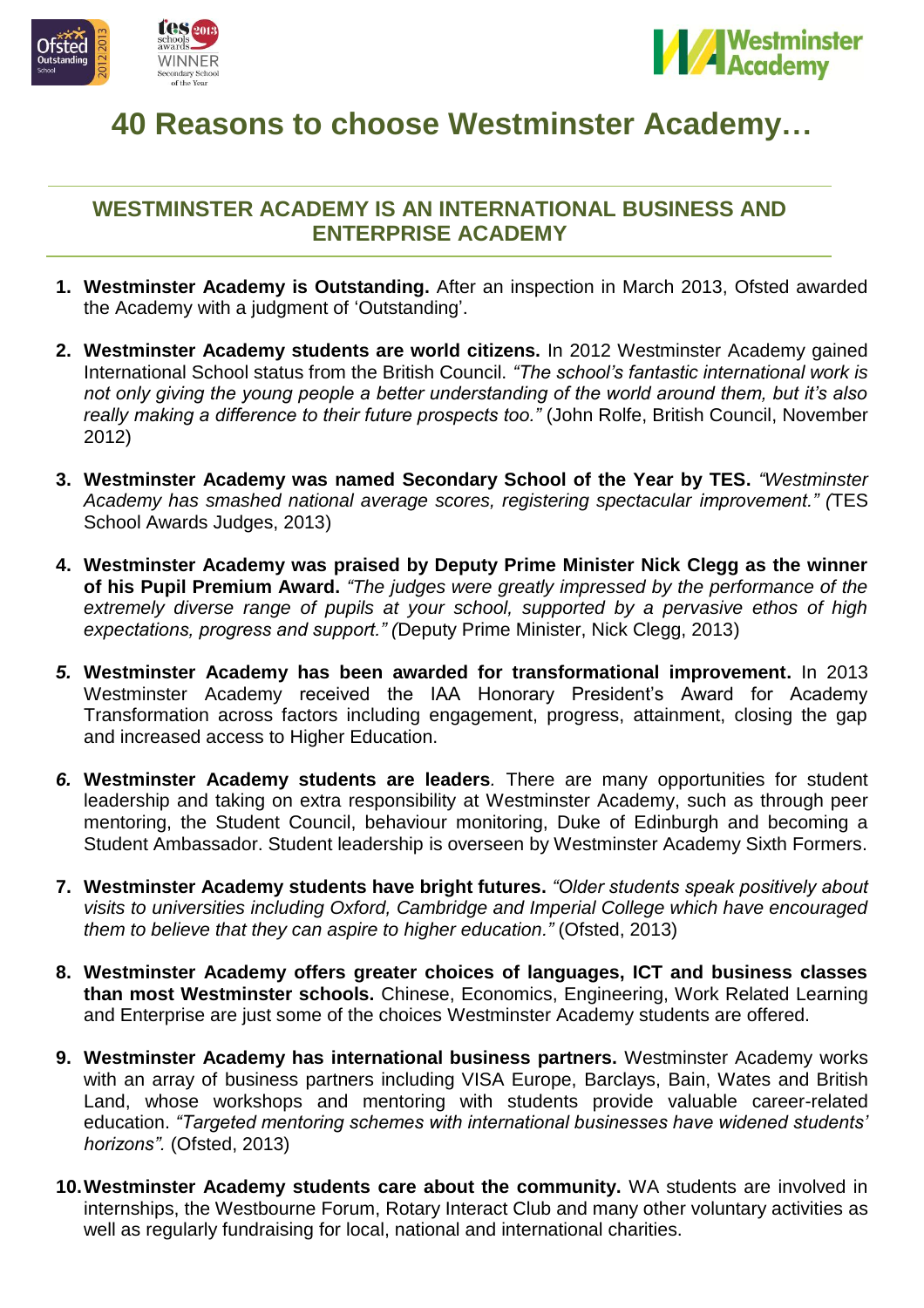# 40 Reasons to choose Westminster Academy…

## WESTMINSTER ACADEMY IS AN INTERNATIONAL BUSINESS AND ENTERPRISE ACADEMY

1. **Westminster Academy is Outstanding.** After an inspection in March 2013, Ofsted awarded the Academy with a judgment of 'Outstanding'.

2. **Westminster Academy students are world citizens.** In 2012 Westminster Academy gained International School status from the British Council. *"The school's fantastic international work is not only giving the young people a better understanding of the world around them, but it's also really making a difference to their future prospects too."* (John Rolfe, British Council, November 2012)

3. **Westminster Academy was named Secondary School of the Year by TES.** *"Westminster Academy has smashed national average scores, registering spectacular improvement." (*TES School Awards Judges, 2013)

4. **Westminster Academy was praised by Deputy Prime Minister Nick Clegg as the winner of his Pupil Premium Award.** *"The judges were greatly impressed by the performance of the extremely diverse range of pupils at your school, supported by a pervasive ethos of high expectations, progress and support." (*Deputy Prime Minister, Nick Clegg, 2013)

5. **Westminster Academy has been awarded for transformational improvement.** In 2013 Westminster Academy received the IAA Honorary President's Award for Academy Transformation across factors including engagement, progress, attainment, closing the gap and increased access to Higher Education.

6. **Westminster Academy students are leaders***.* There are many opportunities for student leadership and taking on extra responsibility at Westminster Academy, such as through peer mentoring, the Student Council, behaviour monitoring, Duke of Edinburgh and becoming a Student Ambassador. Student leadership is overseen by Westminster Academy Sixth Formers.

7. **Westminster Academy students have bright futures.** *"Older students speak positively about visits to universities including Oxford, Cambridge and Imperial College which have encouraged them to believe that they can aspire to higher education."* (Ofsted, 2013)

8. **Westminster Academy offers greater choices of languages, ICT and business classes than most Westminster schools.** Chinese, Economics, Engineering, Work Related Learning and Enterprise are just some of the choices Westminster Academy students are offered.

9. **Westminster Academy has international business partners.** Westminster Academy works with an array of business partners including VISA Europe, Barclays, Bain, Wates and British Land, whose workshops and mentoring with students provide valuable career-related education. *"Targeted mentoring schemes with international businesses have widened students' horizons".* (Ofsted, 2013)

10. **Westminster Academy students care about the community.** WA students are involved in internships, the Westbourne Forum, Rotary Interact Club and many other voluntary activities as well as regularly fundraising for local, national and international charities.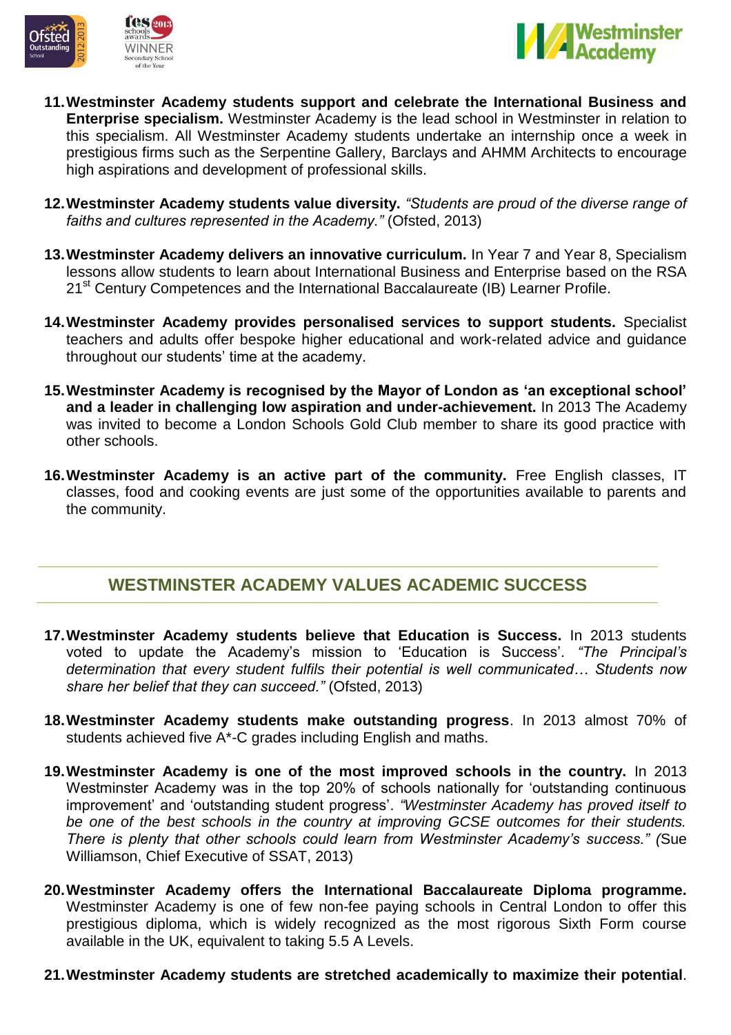11. **Westminster Academy students support and celebrate the International Business and Enterprise specialism.** Westminster Academy is the lead school in Westminster in relation to this specialism. All Westminster Academy students undertake an internship once a week in prestigious firms such as the Serpentine Gallery, Barclays and AHMM Architects to encourage high aspirations and development of professional skills.

12. **Westminster Academy students value diversity.** *"Students are proud of the diverse range of faiths and cultures represented in the Academy."* (Ofsted, 2013)

13. **Westminster Academy delivers an innovative curriculum.** In Year 7 and Year 8, Specialism lessons allow students to learn about International Business and Enterprise based on the RSA 21st Century Competences and the International Baccalaureate (IB) Learner Profile.

14. **Westminster Academy provides personalised services to support students.** Specialist teachers and adults offer bespoke higher educational and work-related advice and guidance throughout our students' time at the academy.

15. **Westminster Academy is recognised by the Mayor of London as 'an exceptional school' and a leader in challenging low aspiration and under-achievement.** In 2013 The Academy was invited to become a London Schools Gold Club member to share its good practice with other schools.

16. **Westminster Academy is an active part of the community.** Free English classes, IT classes, food and cooking events are just some of the opportunities available to parents and the community.

## WESTMINSTER ACADEMY VALUES ACADEMIC SUCCESS

17. **Westminster Academy students believe that Education is Success.** In 2013 students voted to update the Academy's mission to 'Education is Success'. *"The Principal's determination that every student fulfils their potential is well communicated… Students now share her belief that they can succeed."* (Ofsted, 2013)

18. **Westminster Academy students make outstanding progress**. In 2013 almost 70% of students achieved five A*-C grades including English and maths.

19. **Westminster Academy is one of the most improved schools in the country.** In 2013 Westminster Academy was in the top 20% of schools nationally for 'outstanding continuous improvement' and 'outstanding student progress'. *"Westminster Academy has proved itself to be one of the best schools in the country at improving GCSE outcomes for their students. There is plenty that other schools could learn from Westminster Academy's success." (*Sue Williamson, Chief Executive of SSAT, 2013)

20. **Westminster Academy offers the International Baccalaureate Diploma programme.** Westminster Academy is one of few non-fee paying schools in Central London to offer this prestigious diploma, which is widely recognized as the most rigorous Sixth Form course available in the UK, equivalent to taking 5.5 A Levels.

21. **Westminster Academy students are stretched academically to maximize their potential**.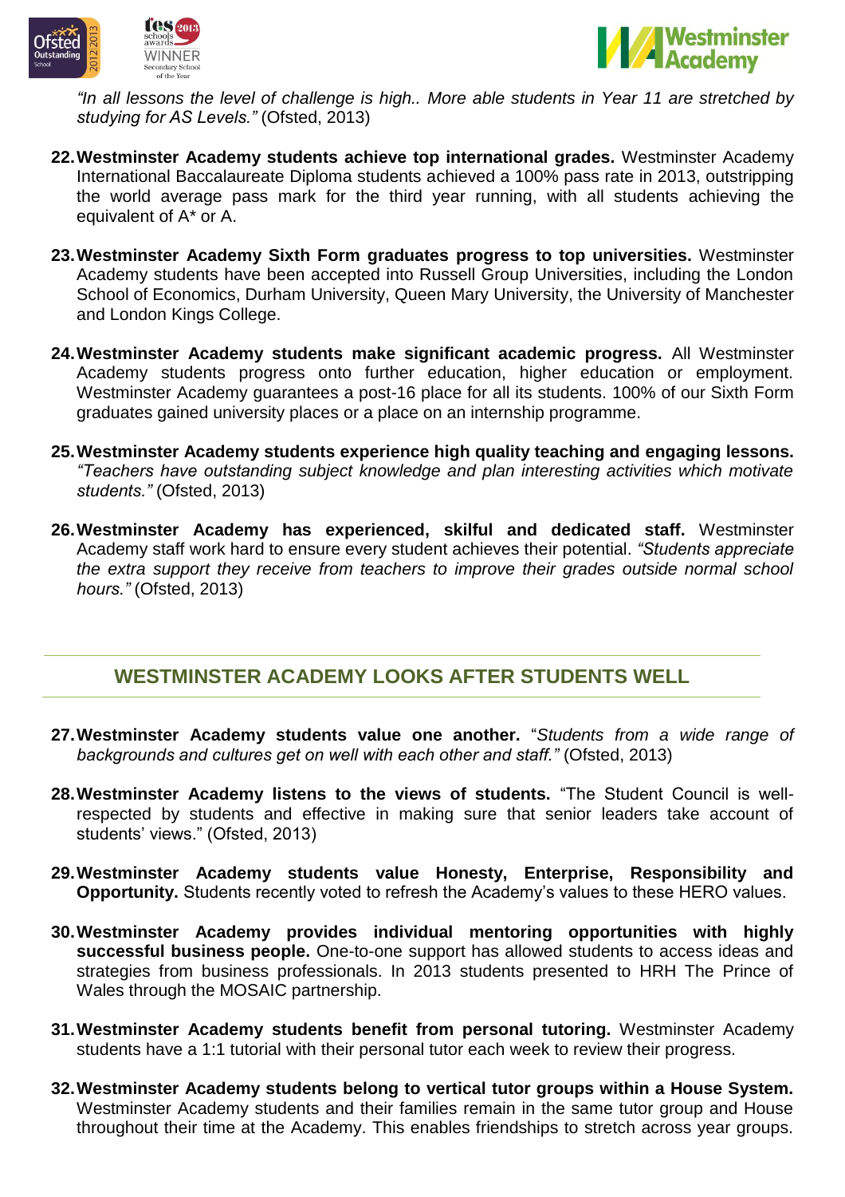*"In all lessons the level of challenge is high.. More able students in Year 11 are stretched by studying for AS Levels."* (Ofsted, 2013)

22. **Westminster Academy students achieve top international grades.** Westminster Academy International Baccalaureate Diploma students achieved a 100% pass rate in 2013, outstripping the world average pass mark for the third year running, with all students achieving the equivalent of A* or A.

23. **Westminster Academy Sixth Form graduates progress to top universities.** Westminster Academy students have been accepted into Russell Group Universities, including the London School of Economics, Durham University, Queen Mary University, the University of Manchester and London Kings College.

24. **Westminster Academy students make significant academic progress.** All Westminster Academy students progress onto further education, higher education or employment. Westminster Academy guarantees a post-16 place for all its students. 100% of our Sixth Form graduates gained university places or a place on an internship programme.

25. **Westminster Academy students experience high quality teaching and engaging lessons.** *"Teachers have outstanding subject knowledge and plan interesting activities which motivate students."* (Ofsted, 2013)

26. **Westminster Academy has experienced, skilful and dedicated staff.** Westminster Academy staff work hard to ensure every student achieves their potential. *"Students appreciate the extra support they receive from teachers to improve their grades outside normal school hours."* (Ofsted, 2013)

## WESTMINSTER ACADEMY LOOKS AFTER STUDENTS WELL

27. **Westminster Academy students value one another.** "*Students from a wide range of backgrounds and cultures get on well with each other and staff."* (Ofsted, 2013)

28. **Westminster Academy listens to the views of students.** "The Student Council is well-respected by students and effective in making sure that senior leaders take account of students' views." (Ofsted, 2013)

29. **Westminster Academy students value Honesty, Enterprise, Responsibility and Opportunity.** Students recently voted to refresh the Academy's values to these HERO values.

30. **Westminster Academy provides individual mentoring opportunities with highly successful business people.** One-to-one support has allowed students to access ideas and strategies from business professionals. In 2013 students presented to HRH The Prince of Wales through the MOSAIC partnership.

31. **Westminster Academy students benefit from personal tutoring.** Westminster Academy students have a 1:1 tutorial with their personal tutor each week to review their progress.

32. **Westminster Academy students belong to vertical tutor groups within a House System.** Westminster Academy students and their families remain in the same tutor group and House throughout their time at the Academy. This enables friendships to stretch across year groups.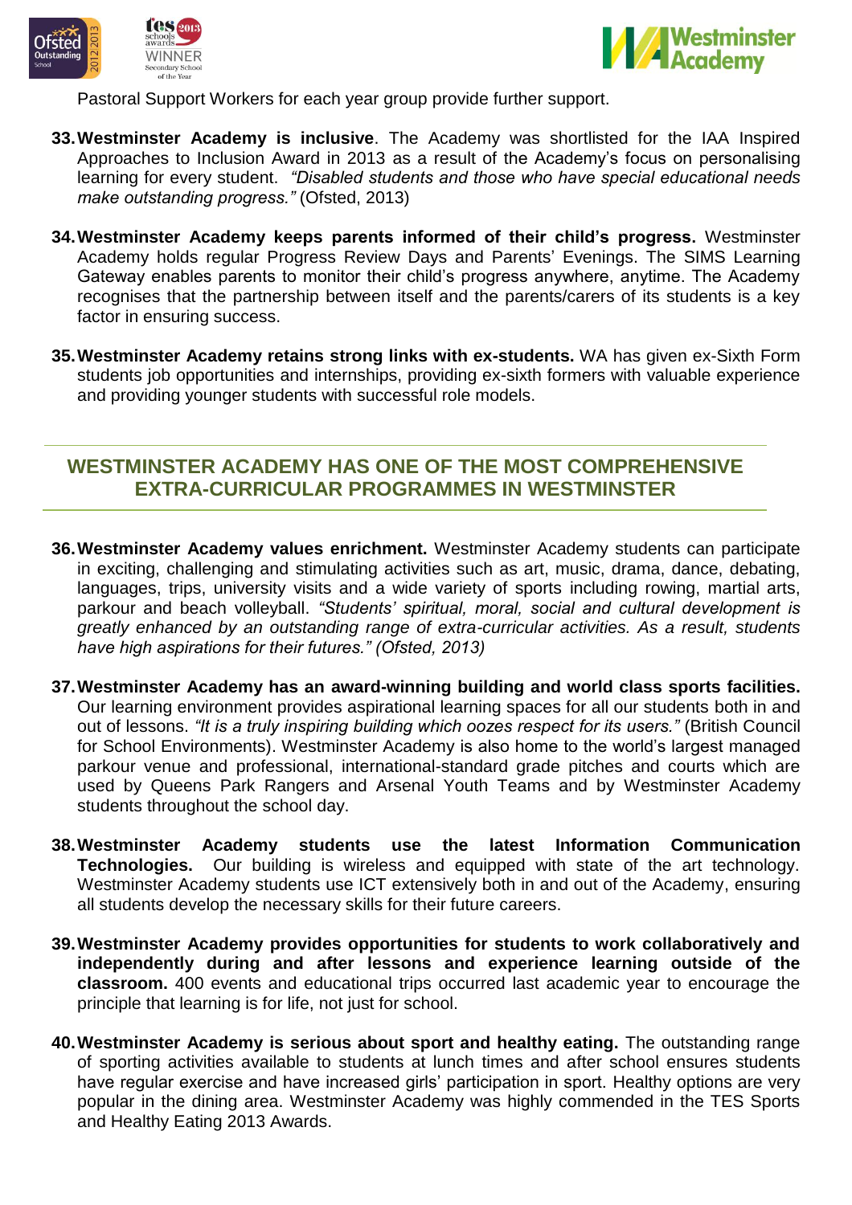Pastoral Support Workers for each year group provide further support.

33. **Westminster Academy is inclusive**. The Academy was shortlisted for the IAA Inspired Approaches to Inclusion Award in 2013 as a result of the Academy's focus on personalising learning for every student. *"Disabled students and those who have special educational needs make outstanding progress."* (Ofsted, 2013)

34. **Westminster Academy keeps parents informed of their child's progress.** Westminster Academy holds regular Progress Review Days and Parents' Evenings. The SIMS Learning Gateway enables parents to monitor their child's progress anywhere, anytime. The Academy recognises that the partnership between itself and the parents/carers of its students is a key factor in ensuring success.

35. **Westminster Academy retains strong links with ex-students.** WA has given ex-Sixth Form students job opportunities and internships, providing ex-sixth formers with valuable experience and providing younger students with successful role models.

## WESTMINSTER ACADEMY HAS ONE OF THE MOST COMPREHENSIVE EXTRA-CURRICULAR PROGRAMMES IN WESTMINSTER

36. **Westminster Academy values enrichment.** Westminster Academy students can participate in exciting, challenging and stimulating activities such as art, music, drama, dance, debating, languages, trips, university visits and a wide variety of sports including rowing, martial arts, parkour and beach volleyball. *"Students' spiritual, moral, social and cultural development is greatly enhanced by an outstanding range of extra-curricular activities. As a result, students have high aspirations for their futures." (Ofsted, 2013)*

37. **Westminster Academy has an award-winning building and world class sports facilities.** Our learning environment provides aspirational learning spaces for all our students both in and out of lessons. *"It is a truly inspiring building which oozes respect for its users."* (British Council for School Environments). Westminster Academy is also home to the world's largest managed parkour venue and professional, international-standard grade pitches and courts which are used by Queens Park Rangers and Arsenal Youth Teams and by Westminster Academy students throughout the school day.

38. **Westminster Academy students use the latest Information Communication Technologies.** Our building is wireless and equipped with state of the art technology. Westminster Academy students use ICT extensively both in and out of the Academy, ensuring all students develop the necessary skills for their future careers.

39. **Westminster Academy provides opportunities for students to work collaboratively and independently during and after lessons and experience learning outside of the classroom.** 400 events and educational trips occurred last academic year to encourage the principle that learning is for life, not just for school.

40. **Westminster Academy is serious about sport and healthy eating.** The outstanding range of sporting activities available to students at lunch times and after school ensures students have regular exercise and have increased girls' participation in sport. Healthy options are very popular in the dining area. Westminster Academy was highly commended in the TES Sports and Healthy Eating 2013 Awards.